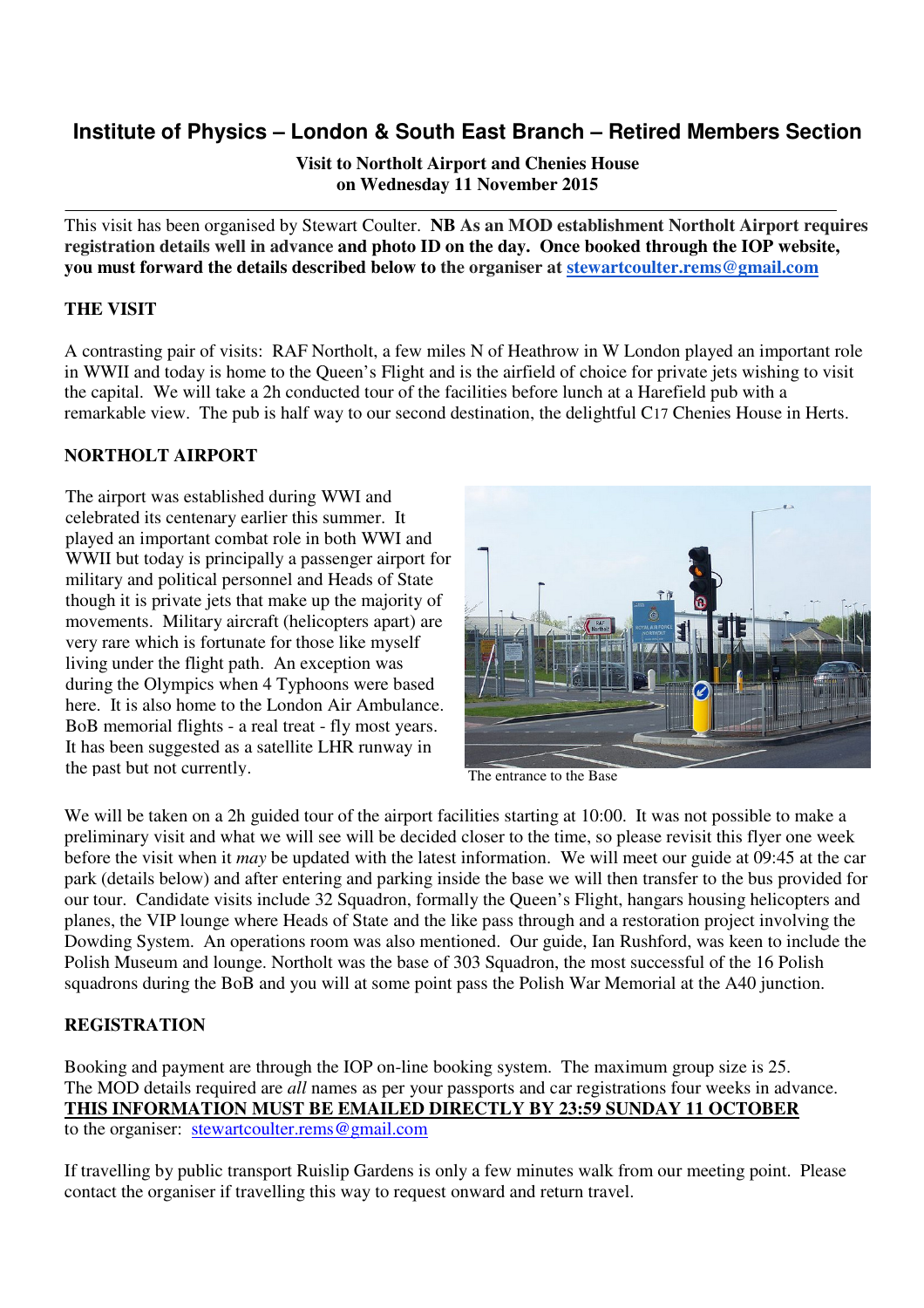# Institute of Physics – London & South East Branch – Retired Members Section

**Visit to Northolt Airport and Chenies House**
**on Wednesday 11 November 2015**

---

This visit has been organised by Stewart Coulter. **NB As an MOD establishment Northolt Airport requires registration details well in advance and photo ID on the day. Once booked through the IOP website, you must forward the details described below to the organiser at [stewartcoulter.rems@gmail.com](mailto:stewartcoulter.rems@gmail.com)**

## THE VISIT

A contrasting pair of visits: RAF Northolt, a few miles N of Heathrow in W London played an important role in WWII and today is home to the Queen's Flight and is the airfield of choice for private jets wishing to visit the capital. We will take a 2h conducted tour of the facilities before lunch at a Harefield pub with a remarkable view. The pub is half way to our second destination, the delightful C17 Chenies House in Herts.

## NORTHOLT AIRPORT

The airport was established during WWI and celebrated its centenary earlier this summer. It played an important combat role in both WWI and WWII but today is principally a passenger airport for military and political personnel and Heads of State though it is private jets that make up the majority of movements. Military aircraft (helicopters apart) are very rare which is fortunate for those like myself living under the flight path. An exception was during the Olympics when 4 Typhoons were based here. It is also home to the London Air Ambulance. BoB memorial flights - a real treat - fly most years. It has been suggested as a satellite LHR runway in the past but not currently.

The entrance to the Base

We will be taken on a 2h guided tour of the airport facilities starting at 10:00. It was not possible to make a preliminary visit and what we will see will be decided closer to the time, so please revisit this flyer one week before the visit when it *may* be updated with the latest information. We will meet our guide at 09:45 at the car park (details below) and after entering and parking inside the base we will then transfer to the bus provided for our tour. Candidate visits include 32 Squadron, formally the Queen's Flight, hangars housing helicopters and planes, the VIP lounge where Heads of State and the like pass through and a restoration project involving the Dowding System. An operations room was also mentioned. Our guide, Ian Rushford, was keen to include the Polish Museum and lounge. Northolt was the base of 303 Squadron, the most successful of the 16 Polish squadrons during the BoB and you will at some point pass the Polish War Memorial at the A40 junction.

## REGISTRATION

Booking and payment are through the IOP on-line booking system. The maximum group size is 25.
The MOD details required are *all* names as per your passports and car registrations four weeks in advance.
**THIS INFORMATION MUST BE EMAILED DIRECTLY BY 23:59 SUNDAY 11 OCTOBER**
to the organiser: [stewartcoulter.rems@gmail.com](mailto:stewartcoulter.rems@gmail.com)

If travelling by public transport Ruislip Gardens is only a few minutes walk from our meeting point. Please contact the organiser if travelling this way to request onward and return travel.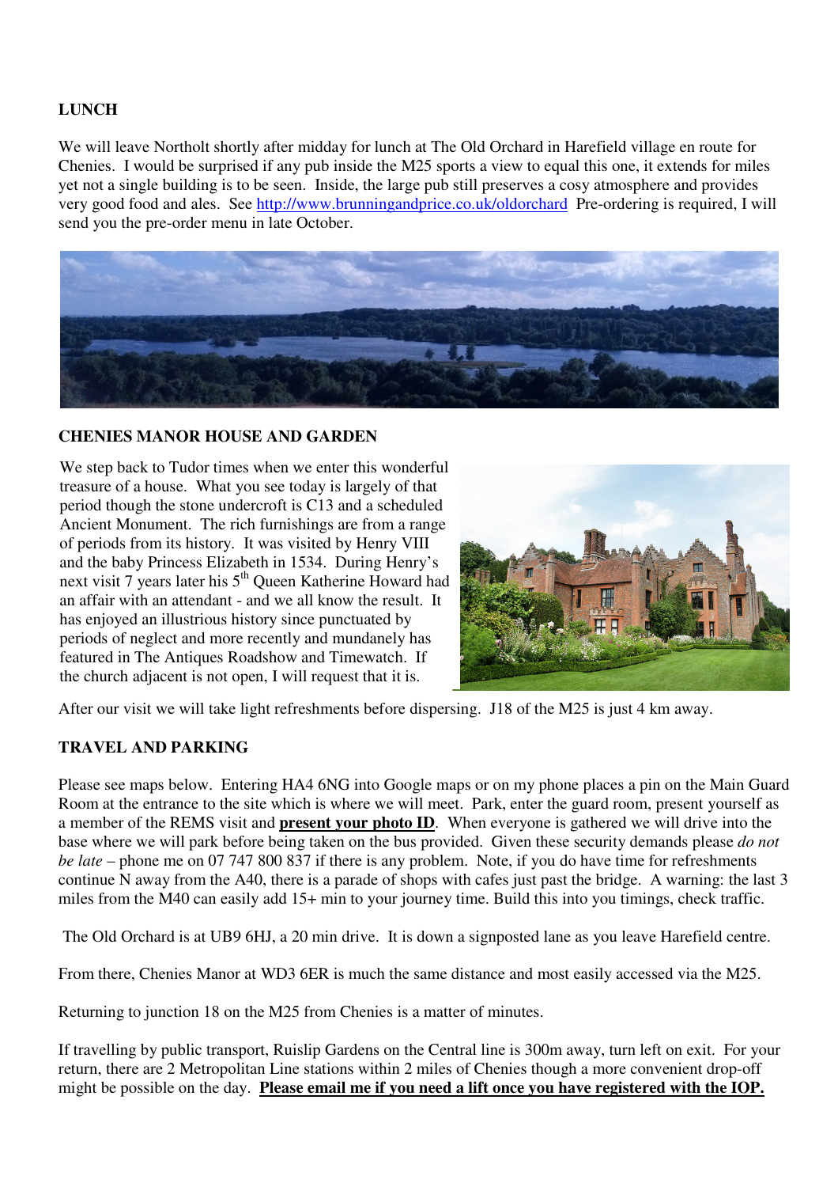**LUNCH**

We will leave Northolt shortly after midday for lunch at The Old Orchard in Harefield village en route for Chenies. I would be surprised if any pub inside the M25 sports a view to equal this one, it extends for miles yet not a single building is to be seen. Inside, the large pub still preserves a cosy atmosphere and provides very good food and ales. See http://www.brunningandprice.co.uk/oldorchard Pre-ordering is required, I will send you the pre-order menu in late October.

**CHENIES MANOR HOUSE AND GARDEN**

We step back to Tudor times when we enter this wonderful treasure of a house. What you see today is largely of that period though the stone undercroft is C13 and a scheduled Ancient Monument. The rich furnishings are from a range of periods from its history. It was visited by Henry VIII and the baby Princess Elizabeth in 1534. During Henry's next visit 7 years later his 5th Queen Katherine Howard had an affair with an attendant - and we all know the result. It has enjoyed an illustrious history since punctuated by periods of neglect and more recently and mundanely has featured in The Antiques Roadshow and Timewatch. If the church adjacent is not open, I will request that it is.

After our visit we will take light refreshments before dispersing. J18 of the M25 is just 4 km away.

**TRAVEL AND PARKING**

Please see maps below. Entering HA4 6NG into Google maps or on my phone places a pin on the Main Guard Room at the entrance to the site which is where we will meet. Park, enter the guard room, present yourself as a member of the REMS visit and **present your photo ID**. When everyone is gathered we will drive into the base where we will park before being taken on the bus provided. Given these security demands please *do not be late* – phone me on 07 747 800 837 if there is any problem. Note, if you do have time for refreshments continue N away from the A40, there is a parade of shops with cafes just past the bridge. A warning: the last 3 miles from the M40 can easily add 15+ min to your journey time. Build this into you timings, check traffic.

The Old Orchard is at UB9 6HJ, a 20 min drive. It is down a signposted lane as you leave Harefield centre.

From there, Chenies Manor at WD3 6ER is much the same distance and most easily accessed via the M25.

Returning to junction 18 on the M25 from Chenies is a matter of minutes.

If travelling by public transport, Ruislip Gardens on the Central line is 300m away, turn left on exit. For your return, there are 2 Metropolitan Line stations within 2 miles of Chenies though a more convenient drop-off might be possible on the day. **Please email me if you need a lift once you have registered with the IOP.**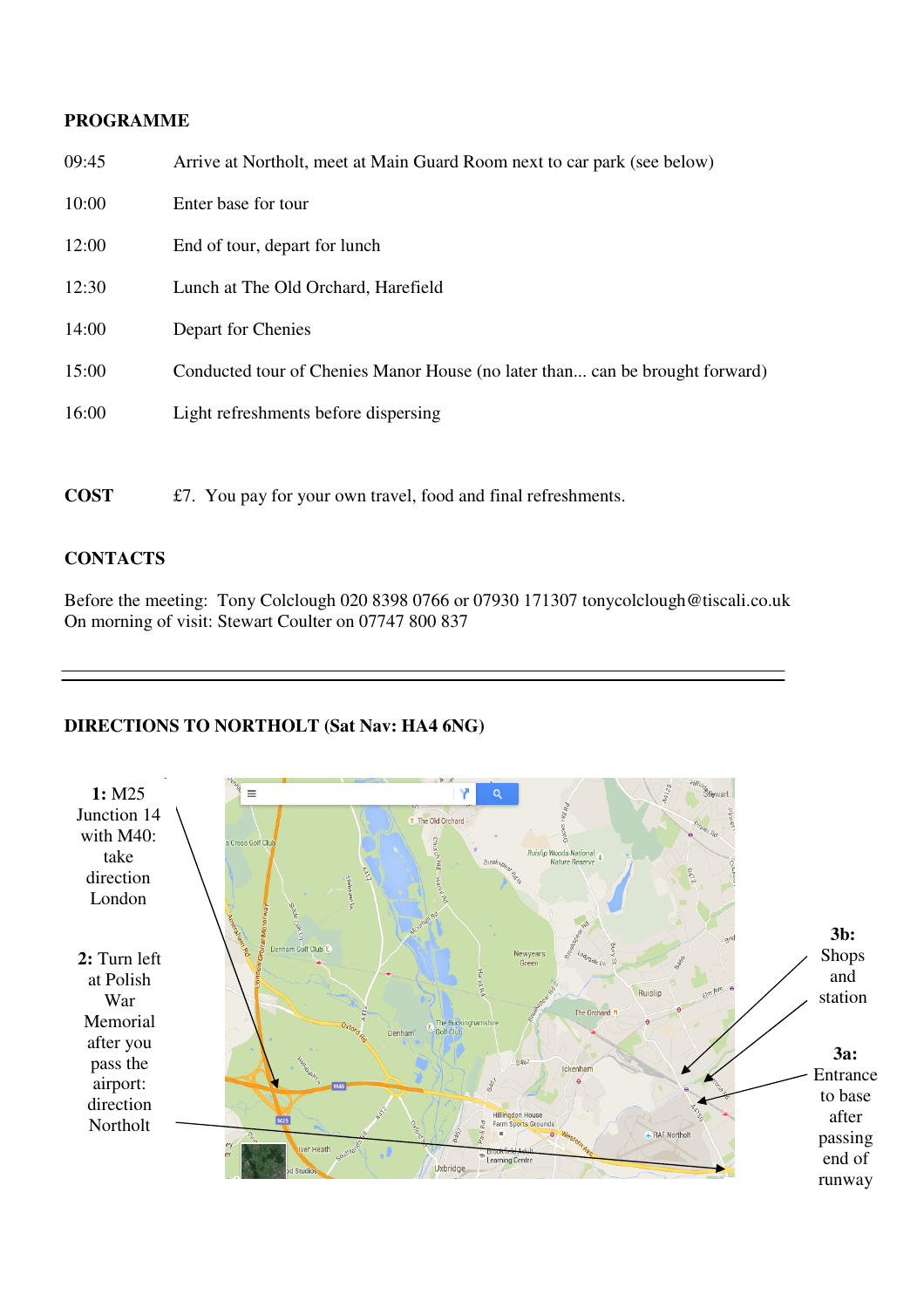**PROGRAMME**

| | |
|---|---|
| 09:45 | Arrive at Northolt, meet at Main Guard Room next to car park (see below) |
| 10:00 | Enter base for tour |
| 12:00 | End of tour, depart for lunch |
| 12:30 | Lunch at The Old Orchard, Harefield |
| 14:00 | Depart for Chenies |
| 15:00 | Conducted tour of Chenies Manor House (no later than... can be brought forward) |
| 16:00 | Light refreshments before dispersing |

**COST** £7. You pay for your own travel, food and final refreshments.

**CONTACTS**

Before the meeting: Tony Colclough 020 8398 0766 or 07930 171307 tonycolclough@tiscali.co.uk
On morning of visit: Stewart Coulter on 07747 800 837

---

**DIRECTIONS TO NORTHOLT (Sat Nav: HA4 6NG)**

**1:** M25 Junction 14 with M40: take direction London

**2:** Turn left at Polish War Memorial after you pass the airport: direction Northolt

**3b:** Shops and station

**3a:** Entrance to base after passing end of runway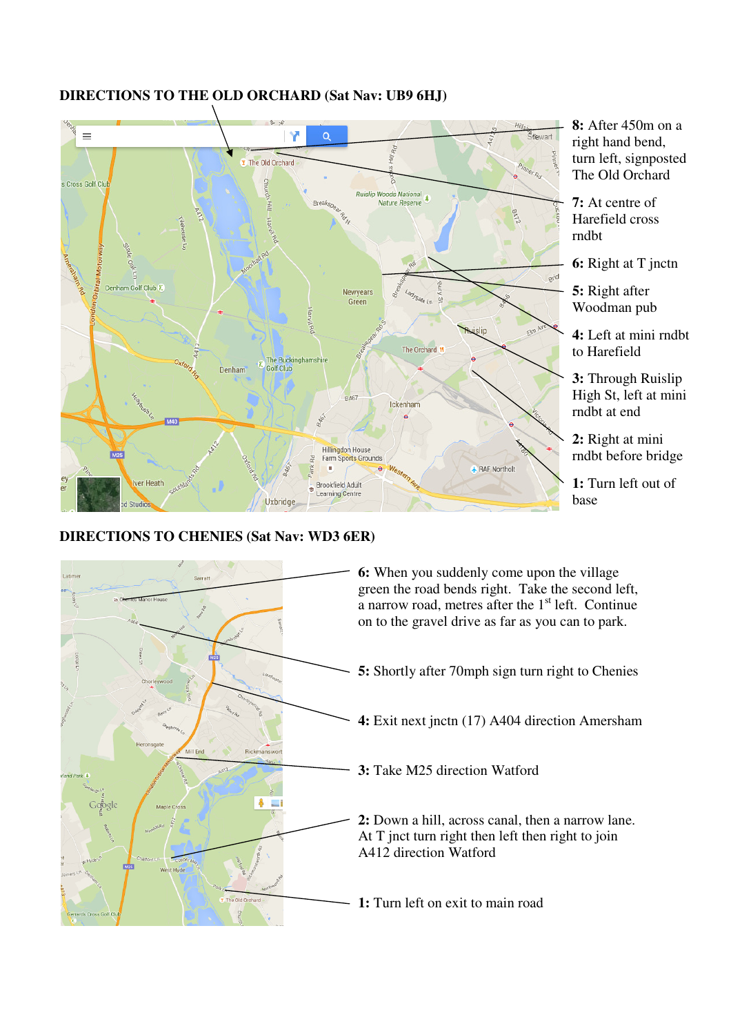**DIRECTIONS TO THE OLD ORCHARD (Sat Nav: UB9 6HJ)**

**8:** After 450m on a right hand bend, turn left, signposted The Old Orchard

**7:** At centre of Harefield cross rndbt

**6:** Right at T jnctn

**5:** Right after Woodman pub

**4:** Left at mini rndbt to Harefield

**3:** Through Ruislip High St, left at mini rndbt at end

**2:** Right at mini rndbt before bridge

**1:** Turn left out of base

**DIRECTIONS TO CHENIES (Sat Nav: WD3 6ER)**

**6:** When you suddenly come upon the village green the road bends right. Take the second left, a narrow road, metres after the 1st left. Continue on to the gravel drive as far as you can to park.

**5:** Shortly after 70mph sign turn right to Chenies

**4:** Exit next jnctn (17) A404 direction Amersham

**3:** Take M25 direction Watford

**2:** Down a hill, across canal, then a narrow lane. At T jnct turn right then left then right to join A412 direction Watford

**1:** Turn left on exit to main road